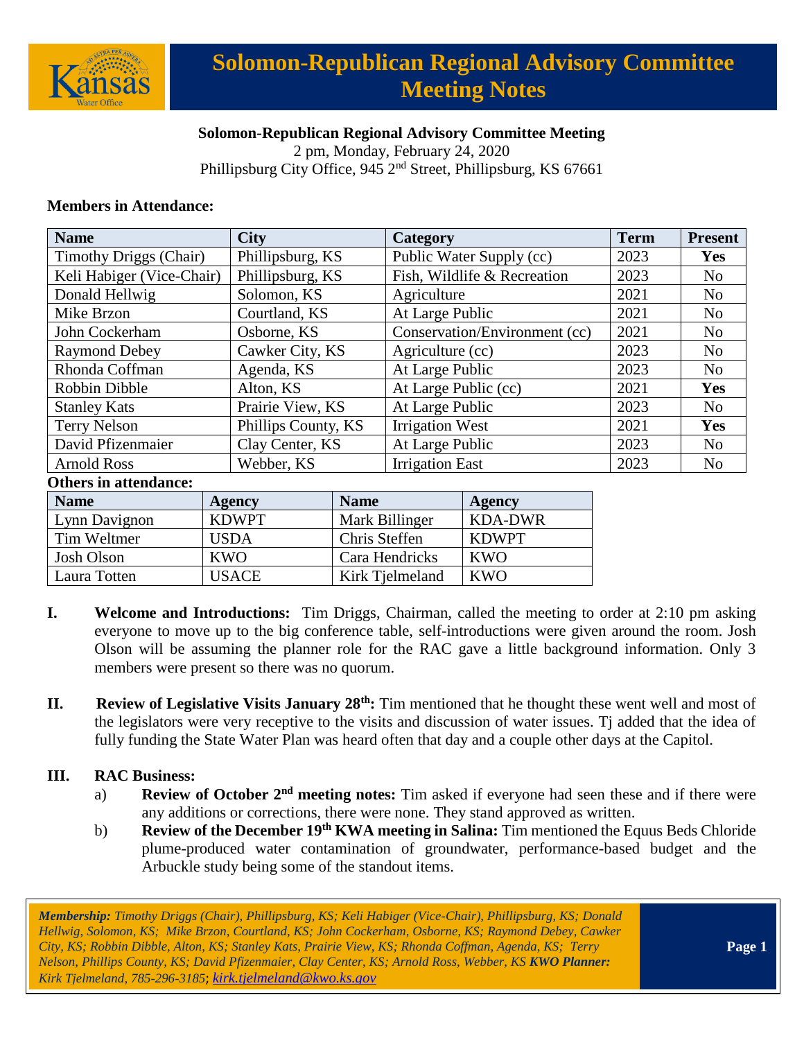# Solomon-Republican Regional Advisory Committee Meeting Notes

**Solomon-Republican Regional Advisory Committee Meeting**
2 pm, Monday, February 24, 2020
Phillipsburg City Office, 945 2nd Street, Phillipsburg, KS 67661

**Members in Attendance:**

| Name | City | Category | Term | Present |
|---|---|---|---|---|
| Timothy Driggs (Chair) | Phillipsburg, KS | Public Water Supply (cc) | 2023 | **Yes** |
| Keli Habiger (Vice-Chair) | Phillipsburg, KS | Fish, Wildlife & Recreation | 2023 | No |
| Donald Hellwig | Solomon, KS | Agriculture | 2021 | No |
| Mike Brzon | Courtland, KS | At Large Public | 2021 | No |
| John Cockerham | Osborne, KS | Conservation/Environment (cc) | 2021 | No |
| Raymond Debey | Cawker City, KS | Agriculture (cc) | 2023 | No |
| Rhonda Coffman | Agenda, KS | At Large Public | 2023 | No |
| Robbin Dibble | Alton, KS | At Large Public (cc) | 2021 | **Yes** |
| Stanley Kats | Prairie View, KS | At Large Public | 2023 | No |
| Terry Nelson | Phillips County, KS | Irrigation West | 2021 | **Yes** |
| David Pfizenmaier | Clay Center, KS | At Large Public | 2023 | No |
| Arnold Ross | Webber, KS | Irrigation East | 2023 | No |

**Others in attendance:**

| Name | Agency | Name | Agency |
|---|---|---|---|
| Lynn Davignon | KDWPT | Mark Billinger | KDA-DWR |
| Tim Weltmer | USDA | Chris Steffen | KDWPT |
| Josh Olson | KWO | Cara Hendricks | KWO |
| Laura Totten | USACE | Kirk Tjelmeland | KWO |

**I. Welcome and Introductions:** Tim Driggs, Chairman, called the meeting to order at 2:10 pm asking everyone to move up to the big conference table, self-introductions were given around the room. Josh Olson will be assuming the planner role for the RAC gave a little background information. Only 3 members were present so there was no quorum.

**II. Review of Legislative Visits January 28th:** Tim mentioned that he thought these went well and most of the legislators were very receptive to the visits and discussion of water issues. Tj added that the idea of fully funding the State Water Plan was heard often that day and a couple other days at the Capitol.

**III. RAC Business:**

a) **Review of October 2nd meeting notes:** Tim asked if everyone had seen these and if there were any additions or corrections, there were none. They stand approved as written.

b) **Review of the December 19th KWA meeting in Salina:** Tim mentioned the Equus Beds Chloride plume-produced water contamination of groundwater, performance-based budget and the Arbuckle study being some of the standout items.

*Membership: Timothy Driggs (Chair), Phillipsburg, KS; Keli Habiger (Vice-Chair), Phillipsburg, KS; Donald Hellwig, Solomon, KS; Mike Brzon, Courtland, KS; John Cockerham, Osborne, KS; Raymond Debey, Cawker City, KS; Robbin Dibble, Alton, KS; Stanley Kats, Prairie View, KS; Rhonda Coffman, Agenda, KS; Terry Nelson, Phillips County, KS; David Pfizenmaier, Clay Center, KS; Arnold Ross, Webber, KS* ***KWO Planner:*** *Kirk Tjelmeland, 785-296-3185; kirk.tjelmeland@kwo.ks.gov*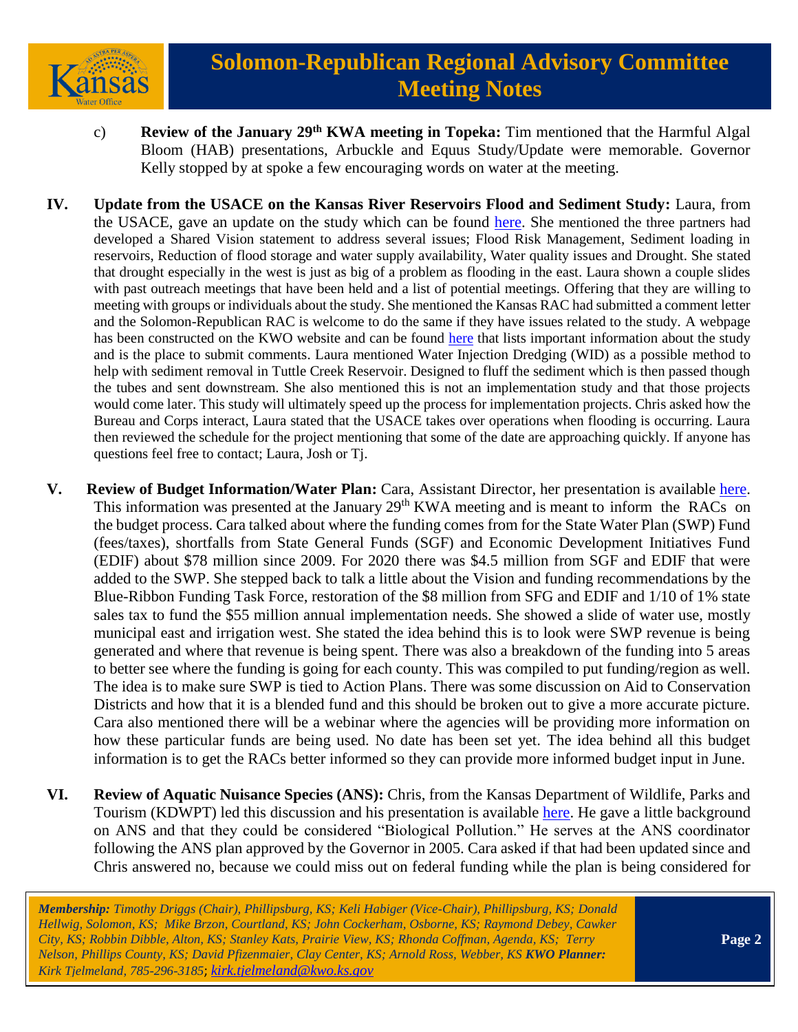c) **Review of the January 29th KWA meeting in Topeka:** Tim mentioned that the Harmful Algal Bloom (HAB) presentations, Arbuckle and Equus Study/Update were memorable. Governor Kelly stopped by at spoke a few encouraging words on water at the meeting.

**IV. Update from the USACE on the Kansas River Reservoirs Flood and Sediment Study:** Laura, from the USACE, gave an update on the study which can be found here. She mentioned the three partners had developed a Shared Vision statement to address several issues; Flood Risk Management, Sediment loading in reservoirs, Reduction of flood storage and water supply availability, Water quality issues and Drought. She stated that drought especially in the west is just as big of a problem as flooding in the east. Laura shown a couple slides with past outreach meetings that have been held and a list of potential meetings. Offering that they are willing to meeting with groups or individuals about the study. She mentioned the Kansas RAC had submitted a comment letter and the Solomon-Republican RAC is welcome to do the same if they have issues related to the study. A webpage has been constructed on the KWO website and can be found here that lists important information about the study and is the place to submit comments. Laura mentioned Water Injection Dredging (WID) as a possible method to help with sediment removal in Tuttle Creek Reservoir. Designed to fluff the sediment which is then passed though the tubes and sent downstream. She also mentioned this is not an implementation study and that those projects would come later. This study will ultimately speed up the process for implementation projects. Chris asked how the Bureau and Corps interact, Laura stated that the USACE takes over operations when flooding is occurring. Laura then reviewed the schedule for the project mentioning that some of the date are approaching quickly. If anyone has questions feel free to contact; Laura, Josh or Tj.

**V. Review of Budget Information/Water Plan:** Cara, Assistant Director, her presentation is available here. This information was presented at the January 29th KWA meeting and is meant to inform the RACs on the budget process. Cara talked about where the funding comes from for the State Water Plan (SWP) Fund (fees/taxes), shortfalls from State General Funds (SGF) and Economic Development Initiatives Fund (EDIF) about $78 million since 2009. For 2020 there was $4.5 million from SGF and EDIF that were added to the SWP. She stepped back to talk a little about the Vision and funding recommendations by the Blue-Ribbon Funding Task Force, restoration of the $8 million from SFG and EDIF and 1/10 of 1% state sales tax to fund the $55 million annual implementation needs. She showed a slide of water use, mostly municipal east and irrigation west. She stated the idea behind this is to look were SWP revenue is being generated and where that revenue is being spent. There was also a breakdown of the funding into 5 areas to better see where the funding is going for each county. This was compiled to put funding/region as well. The idea is to make sure SWP is tied to Action Plans. There was some discussion on Aid to Conservation Districts and how that it is a blended fund and this should be broken out to give a more accurate picture. Cara also mentioned there will be a webinar where the agencies will be providing more information on how these particular funds are being used. No date has been set yet. The idea behind all this budget information is to get the RACs better informed so they can provide more informed budget input in June.

**VI. Review of Aquatic Nuisance Species (ANS):** Chris, from the Kansas Department of Wildlife, Parks and Tourism (KDWPT) led this discussion and his presentation is available here. He gave a little background on ANS and that they could be considered "Biological Pollution." He serves at the ANS coordinator following the ANS plan approved by the Governor in 2005. Cara asked if that had been updated since and Chris answered no, because we could miss out on federal funding while the plan is being considered for

*Membership: Timothy Driggs (Chair), Phillipsburg, KS; Keli Habiger (Vice-Chair), Phillipsburg, KS; Donald Hellwig, Solomon, KS; Mike Brzon, Courtland, KS; John Cockerham, Osborne, KS; Raymond Debey, Cawker City, KS; Robbin Dibble, Alton, KS; Stanley Kats, Prairie View, KS; Rhonda Coffman, Agenda, KS; Terry Nelson, Phillips County, KS; David Pfizenmaier, Clay Center, KS; Arnold Ross, Webber, KS* ***KWO Planner:*** *Kirk Tjelmeland, 785-296-3185; kirk.tjelmeland@kwo.ks.gov*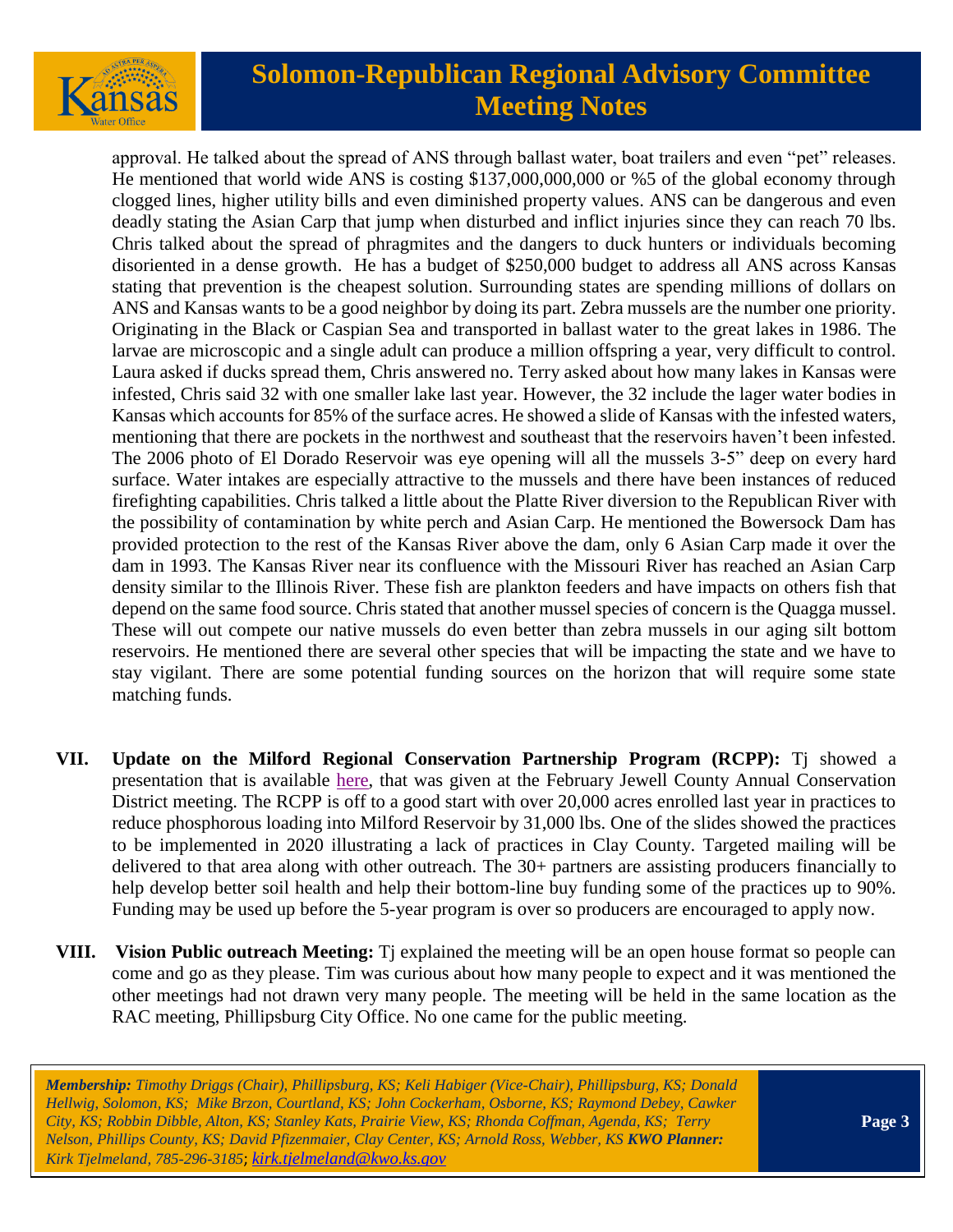approval. He talked about the spread of ANS through ballast water, boat trailers and even "pet" releases. He mentioned that world wide ANS is costing $137,000,000,000 or %5 of the global economy through clogged lines, higher utility bills and even diminished property values. ANS can be dangerous and even deadly stating the Asian Carp that jump when disturbed and inflict injuries since they can reach 70 lbs. Chris talked about the spread of phragmites and the dangers to duck hunters or individuals becoming disoriented in a dense growth. He has a budget of $250,000 budget to address all ANS across Kansas stating that prevention is the cheapest solution. Surrounding states are spending millions of dollars on ANS and Kansas wants to be a good neighbor by doing its part. Zebra mussels are the number one priority. Originating in the Black or Caspian Sea and transported in ballast water to the great lakes in 1986. The larvae are microscopic and a single adult can produce a million offspring a year, very difficult to control. Laura asked if ducks spread them, Chris answered no. Terry asked about how many lakes in Kansas were infested, Chris said 32 with one smaller lake last year. However, the 32 include the lager water bodies in Kansas which accounts for 85% of the surface acres. He showed a slide of Kansas with the infested waters, mentioning that there are pockets in the northwest and southeast that the reservoirs haven't been infested. The 2006 photo of El Dorado Reservoir was eye opening will all the mussels 3-5" deep on every hard surface. Water intakes are especially attractive to the mussels and there have been instances of reduced firefighting capabilities. Chris talked a little about the Platte River diversion to the Republican River with the possibility of contamination by white perch and Asian Carp. He mentioned the Bowersock Dam has provided protection to the rest of the Kansas River above the dam, only 6 Asian Carp made it over the dam in 1993. The Kansas River near its confluence with the Missouri River has reached an Asian Carp density similar to the Illinois River. These fish are plankton feeders and have impacts on others fish that depend on the same food source. Chris stated that another mussel species of concern is the Quagga mussel. These will out compete our native mussels do even better than zebra mussels in our aging silt bottom reservoirs. He mentioned there are several other species that will be impacting the state and we have to stay vigilant. There are some potential funding sources on the horizon that will require some state matching funds.

VII. **Update on the Milford Regional Conservation Partnership Program (RCPP):** Tj showed a presentation that is available here, that was given at the February Jewell County Annual Conservation District meeting. The RCPP is off to a good start with over 20,000 acres enrolled last year in practices to reduce phosphorous loading into Milford Reservoir by 31,000 lbs. One of the slides showed the practices to be implemented in 2020 illustrating a lack of practices in Clay County. Targeted mailing will be delivered to that area along with other outreach. The 30+ partners are assisting producers financially to help develop better soil health and help their bottom-line buy funding some of the practices up to 90%. Funding may be used up before the 5-year program is over so producers are encouraged to apply now.

VIII. **Vision Public outreach Meeting:** Tj explained the meeting will be an open house format so people can come and go as they please. Tim was curious about how many people to expect and it was mentioned the other meetings had not drawn very many people. The meeting will be held in the same location as the RAC meeting, Phillipsburg City Office. No one came for the public meeting.

*Membership: Timothy Driggs (Chair), Phillipsburg, KS; Keli Habiger (Vice-Chair), Phillipsburg, KS; Donald Hellwig, Solomon, KS; Mike Brzon, Courtland, KS; John Cockerham, Osborne, KS; Raymond Debey, Cawker City, KS; Robbin Dibble, Alton, KS; Stanley Kats, Prairie View, KS; Rhonda Coffman, Agenda, KS; Terry Nelson, Phillips County, KS; David Pfizenmaier, Clay Center, KS; Arnold Ross, Webber, KS* ***KWO Planner:*** *Kirk Tjelmeland, 785-296-3185; kirk.tjelmeland@kwo.ks.gov*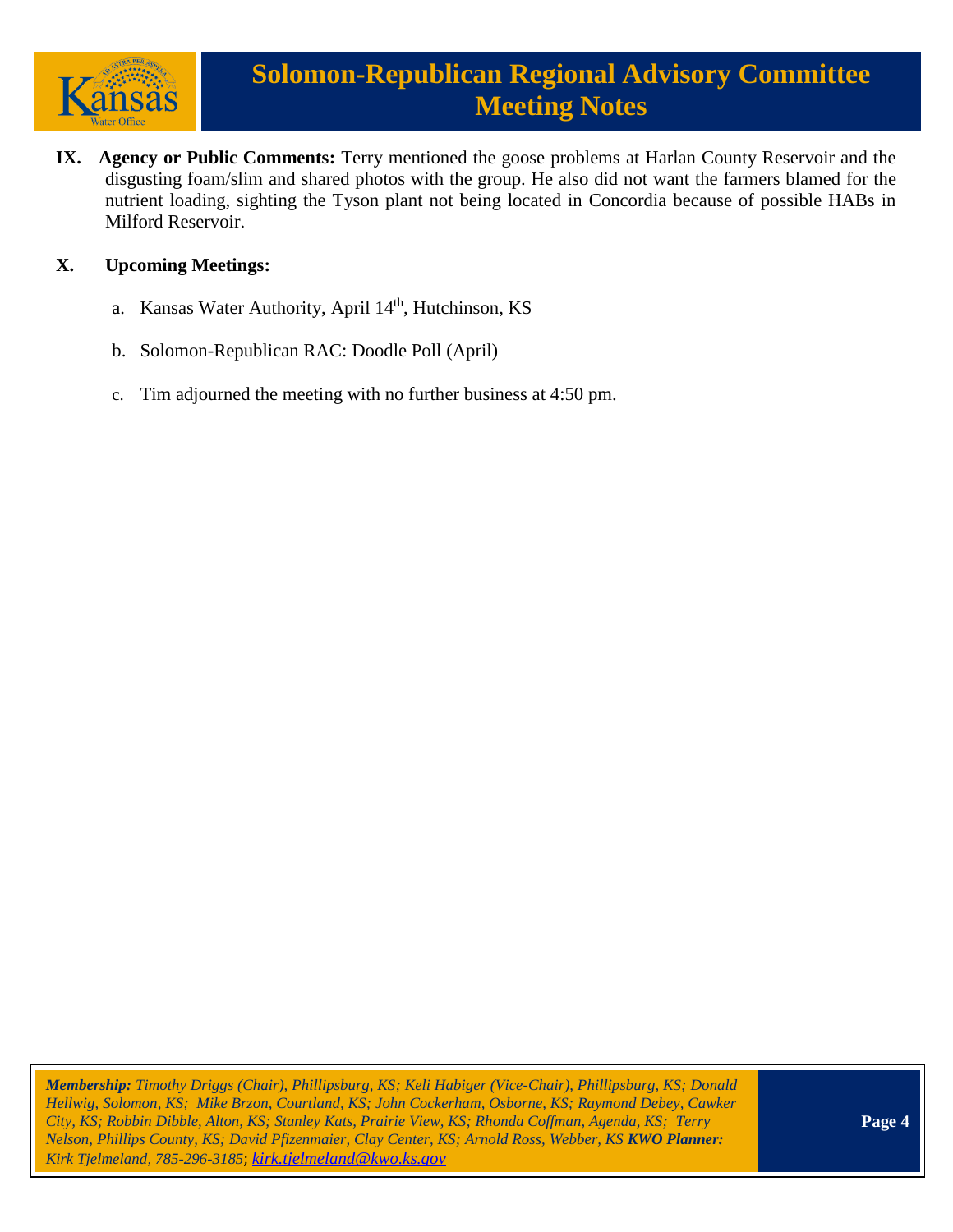**IX. Agency or Public Comments:** Terry mentioned the goose problems at Harlan County Reservoir and the disgusting foam/slim and shared photos with the group. He also did not want the farmers blamed for the nutrient loading, sighting the Tyson plant not being located in Concordia because of possible HABs in Milford Reservoir.

**X. Upcoming Meetings:**

a. Kansas Water Authority, April 14th, Hutchinson, KS

b. Solomon-Republican RAC: Doodle Poll (April)

c. Tim adjourned the meeting with no further business at 4:50 pm.

***Membership:*** *Timothy Driggs (Chair), Phillipsburg, KS; Keli Habiger (Vice-Chair), Phillipsburg, KS; Donald Hellwig, Solomon, KS; Mike Brzon, Courtland, KS; John Cockerham, Osborne, KS; Raymond Debey, Cawker City, KS; Robbin Dibble, Alton, KS; Stanley Kats, Prairie View, KS; Rhonda Coffman, Agenda, KS; Terry Nelson, Phillips County, KS; David Pfizenmaier, Clay Center, KS; Arnold Ross, Webber, KS* ***KWO Planner:*** *Kirk Tjelmeland, 785-296-3185; kirk.tjelmeland@kwo.ks.gov*